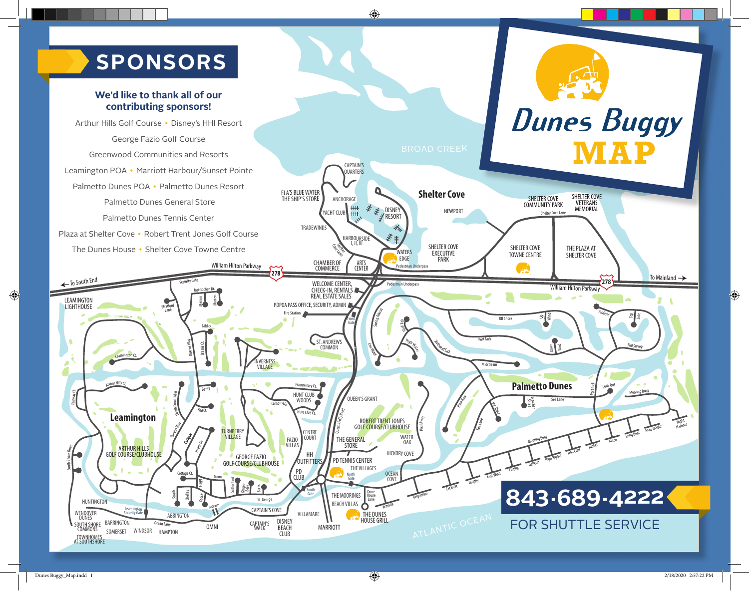# Dunes Buggy MAP

## SPONSORS

**We'd like to thank all of our contributing sponsors!**

Arthur Hills Golf Course • Disney's HHI Resort

George Fazio Golf Course

Greenwood Communities and Resorts

Leamington POA • Marriott Harbour/Sunset Pointe

Palmetto Dunes POA • Palmetto Dunes Resort

Palmetto Dunes General Store

Palmetto Dunes Tennis Center

Plaza at Shelter Cove • Robert Trent Jones Golf Course

The Dunes House • Shelter Cove Towne Centre

**843-689-4222**

FOR SHUTTLE SERVICE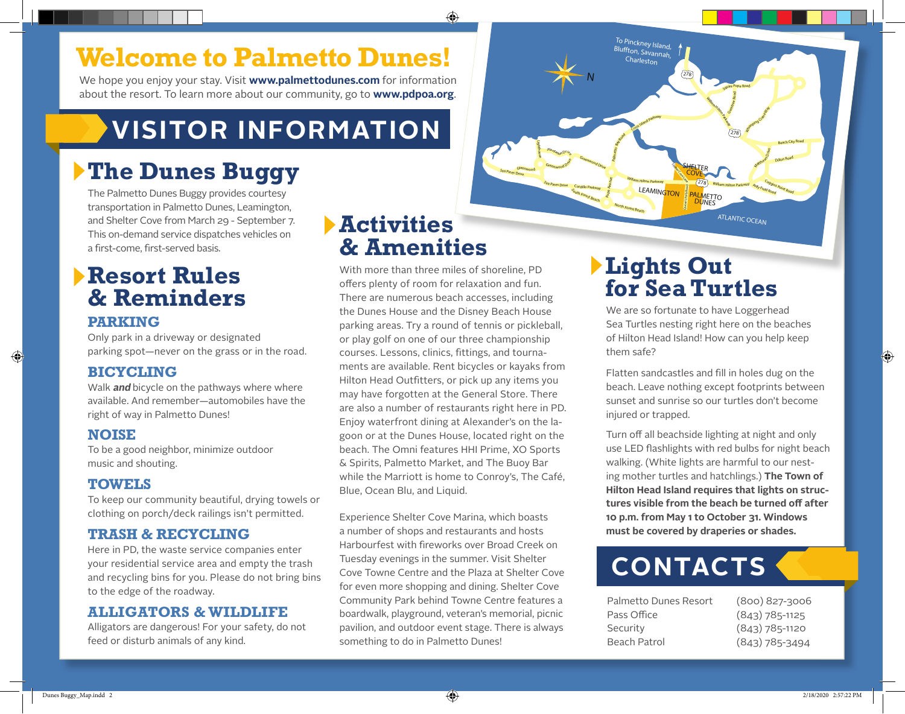# Welcome to Palmetto Dunes!

We hope you enjoy your stay. Visit **www.palmettodunes.com** for information about the resort. To learn more about our community, go to **www.pdpoa.org**.

# VISITOR INFORMATION

## The Dunes Buggy

The Palmetto Dunes Buggy provides courtesy transportation in Palmetto Dunes, Leamington, and Shelter Cove from March 29 - September 7. This on-demand service dispatches vehicles on a first-come, first-served basis.

## Resort Rules & Reminders

### PARKING

Only park in a driveway or designated parking spot—never on the grass or in the road.

### BICYCLING

Walk ***and*** bicycle on the pathways where where available. And remember—automobiles have the right of way in Palmetto Dunes!

### NOISE

To be a good neighbor, minimize outdoor music and shouting.

### TOWELS

To keep our community beautiful, drying towels or clothing on porch/deck railings isn't permitted.

### TRASH & RECYCLING

Here in PD, the waste service companies enter your residential service area and empty the trash and recycling bins for you. Please do not bring bins to the edge of the roadway.

### ALLIGATORS & WILDLIFE

Alligators are dangerous! For your safety, do not feed or disturb animals of any kind.

## Activities & Amenities

With more than three miles of shoreline, PD offers plenty of room for relaxation and fun. There are numerous beach accesses, including the Dunes House and the Disney Beach House parking areas. Try a round of tennis or pickleball, or play golf on one of our three championship courses. Lessons, clinics, fittings, and tournaments are available. Rent bicycles or kayaks from Hilton Head Outfitters, or pick up any items you may have forgotten at the General Store. There are also a number of restaurants right here in PD. Enjoy waterfront dining at Alexander's on the lagoon or at the Dunes House, located right on the beach. The Omni features HHI Prime, XO Sports & Spirits, Palmetto Market, and The Buoy Bar while the Marriott is home to Conroy's, The Café, Blue, Ocean Blu, and Liquid.

Experience Shelter Cove Marina, which boasts a number of shops and restaurants and hosts Harbourfest with fireworks over Broad Creek on Tuesday evenings in the summer. Visit Shelter Cove Towne Centre and the Plaza at Shelter Cove for even more shopping and dining. Shelter Cove Community Park behind Towne Centre features a boardwalk, playground, veteran's memorial, picnic pavilion, and outdoor event stage. There is always something to do in Palmetto Dunes!

To Pinckney Island, Bluffton, Savannah, Charleston

N

SHELTER COVE

LEAMINGTON

PALMETTO DUNES

ATLANTIC OCEAN

## Lights Out for Sea Turtles

We are so fortunate to have Loggerhead Sea Turtles nesting right here on the beaches of Hilton Head Island! How can you help keep them safe?

Flatten sandcastles and fill in holes dug on the beach. Leave nothing except footprints between sunset and sunrise so our turtles don't become injured or trapped.

Turn off all beachside lighting at night and only use LED flashlights with red bulbs for night beach walking. (White lights are harmful to our nesting mother turtles and hatchlings.) **The Town of Hilton Head Island requires that lights on structures visible from the beach be turned off after 10 p.m. from May 1 to October 31. Windows must be covered by draperies or shades.**

# CONTACTS

| | |
|---|---|
| Palmetto Dunes Resort | (800) 827-3006 |
| Pass Office | (843) 785-1125 |
| Security | (843) 785-1120 |
| Beach Patrol | (843) 785-3494 |